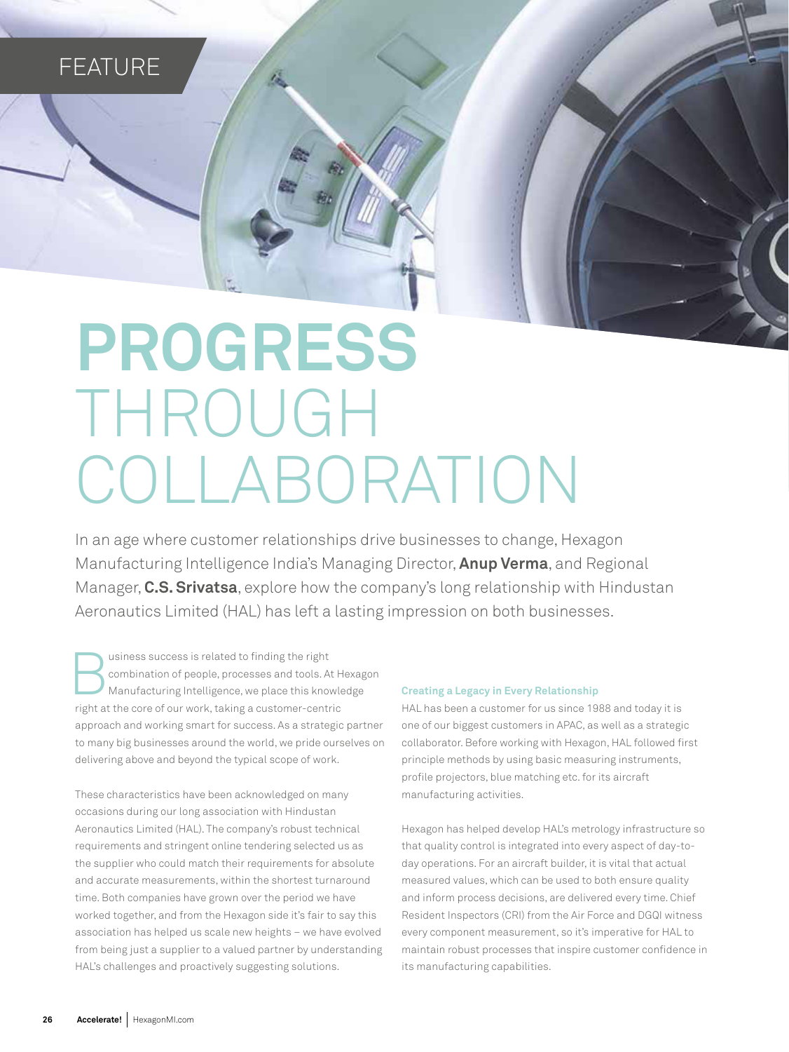FEATURE

# PROGRESS THROUGH COLLABORATION

In an age where customer relationships drive businesses to change, Hexagon Manufacturing Intelligence India's Managing Director, **Anup Verma**, and Regional Manager, **C.S. Srivatsa**, explore how the company's long relationship with Hindustan Aeronautics Limited (HAL) has left a lasting impression on both businesses.

Business success is related to finding the right combination of people, processes and tools. At Hexagon Manufacturing Intelligence, we place this knowledge right at the core of our work, taking a customer-centric approach and working smart for success. As a strategic partner to many big businesses around the world, we pride ourselves on delivering above and beyond the typical scope of work.

These characteristics have been acknowledged on many occasions during our long association with Hindustan Aeronautics Limited (HAL). The company's robust technical requirements and stringent online tendering selected us as the supplier who could match their requirements for absolute and accurate measurements, within the shortest turnaround time. Both companies have grown over the period we have worked together, and from the Hexagon side it's fair to say this association has helped us scale new heights – we have evolved from being just a supplier to a valued partner by understanding HAL's challenges and proactively suggesting solutions.

### Creating a Legacy in Every Relationship

HAL has been a customer for us since 1988 and today it is one of our biggest customers in APAC, as well as a strategic collaborator. Before working with Hexagon, HAL followed first principle methods by using basic measuring instruments, profile projectors, blue matching etc. for its aircraft manufacturing activities.

Hexagon has helped develop HAL's metrology infrastructure so that quality control is integrated into every aspect of day-to-day operations. For an aircraft builder, it is vital that actual measured values, which can be used to both ensure quality and inform process decisions, are delivered every time. Chief Resident Inspectors (CRI) from the Air Force and DGQI witness every component measurement, so it's imperative for HAL to maintain robust processes that inspire customer confidence in its manufacturing capabilities.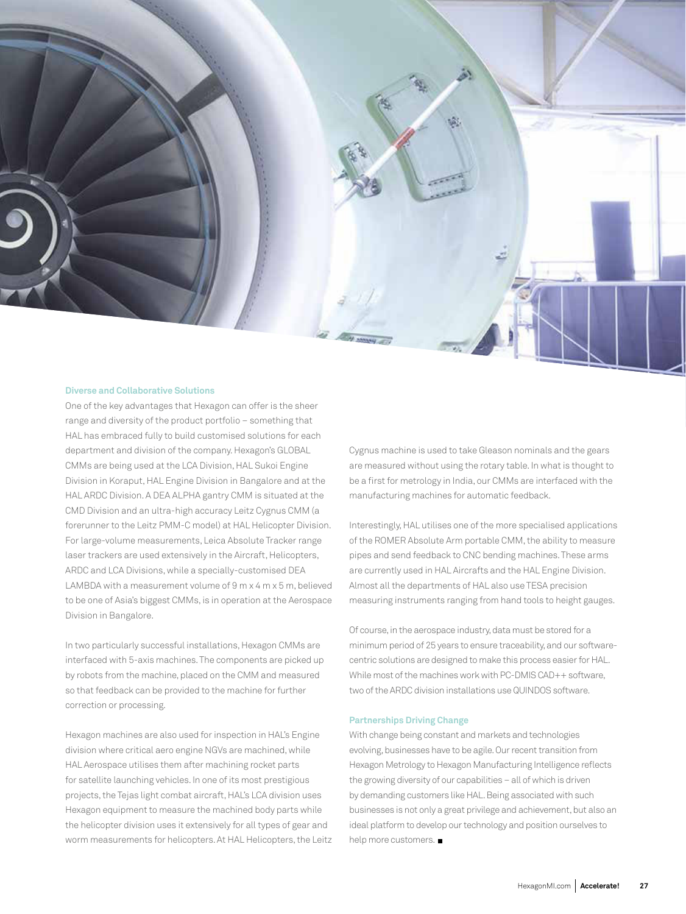### Diverse and Collaborative Solutions

One of the key advantages that Hexagon can offer is the sheer range and diversity of the product portfolio – something that HAL has embraced fully to build customised solutions for each department and division of the company. Hexagon's GLOBAL CMMs are being used at the LCA Division, HAL Sukoi Engine Division in Koraput, HAL Engine Division in Bangalore and at the HAL ARDC Division. A DEA ALPHA gantry CMM is situated at the CMD Division and an ultra-high accuracy Leitz Cygnus CMM (a forerunner to the Leitz PMM-C model) at HAL Helicopter Division. For large-volume measurements, Leica Absolute Tracker range laser trackers are used extensively in the Aircraft, Helicopters, ARDC and LCA Divisions, while a specially-customised DEA LAMBDA with a measurement volume of 9 m x 4 m x 5 m, believed to be one of Asia's biggest CMMs, is in operation at the Aerospace Division in Bangalore.

In two particularly successful installations, Hexagon CMMs are interfaced with 5-axis machines. The components are picked up by robots from the machine, placed on the CMM and measured so that feedback can be provided to the machine for further correction or processing.

Hexagon machines are also used for inspection in HAL's Engine division where critical aero engine NGVs are machined, while HAL Aerospace utilises them after machining rocket parts for satellite launching vehicles. In one of its most prestigious projects, the Tejas light combat aircraft, HAL's LCA division uses Hexagon equipment to measure the machined body parts while the helicopter division uses it extensively for all types of gear and worm measurements for helicopters. At HAL Helicopters, the Leitz Cygnus machine is used to take Gleason nominals and the gears are measured without using the rotary table. In what is thought to be a first for metrology in India, our CMMs are interfaced with the manufacturing machines for automatic feedback.

Interestingly, HAL utilises one of the more specialised applications of the ROMER Absolute Arm portable CMM, the ability to measure pipes and send feedback to CNC bending machines. These arms are currently used in HAL Aircrafts and the HAL Engine Division. Almost all the departments of HAL also use TESA precision measuring instruments ranging from hand tools to height gauges.

Of course, in the aerospace industry, data must be stored for a minimum period of 25 years to ensure traceability, and our software-centric solutions are designed to make this process easier for HAL. While most of the machines work with PC-DMIS CAD++ software, two of the ARDC division installations use QUINDOS software.

### Partnerships Driving Change

With change being constant and markets and technologies evolving, businesses have to be agile. Our recent transition from Hexagon Metrology to Hexagon Manufacturing Intelligence reflects the growing diversity of our capabilities – all of which is driven by demanding customers like HAL. Being associated with such businesses is not only a great privilege and achievement, but also an ideal platform to develop our technology and position ourselves to help more customers. ■